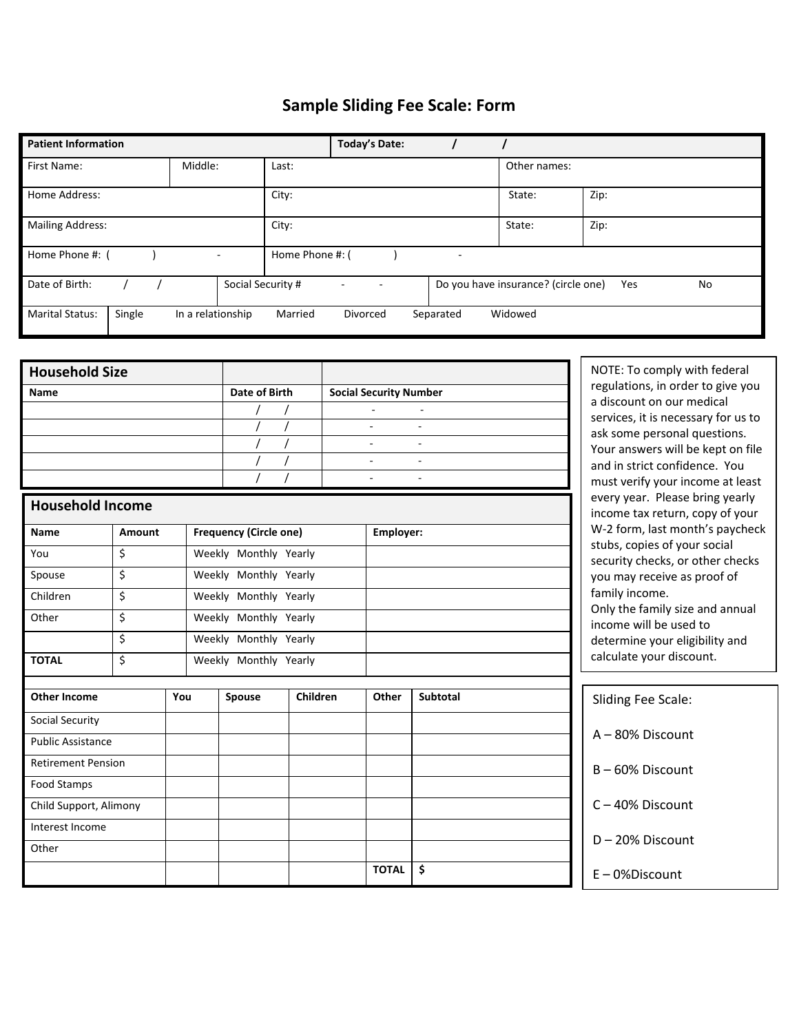# Sample Sliding Fee Scale: Form

| **Patient Information** | | | **Today's Date:** / / | | |
|---|---|---|---|---|---|
| First Name: | Middle: | Last: | | Other names: | |
| Home Address: | | City: | | State: | Zip: |
| Mailing Address: | | City: | | State: | Zip: |
| Home Phone #: ( ) - | | Home Phone #: ( ) - | | | |
| Date of Birth: / / | | Social Security # - - | | Do you have insurance? (circle one) Yes No | |
| Marital Status: | Single In a relationship Married Divorced Separated Widowed | | | | |

## Household Size

| Name | Date of Birth | Social Security Number |
|---|---|---|
| | / / | - - |
| | / / | - - |
| | / / | - - |
| | / / | - - |
| | / / | - - |

## Household Income

| Name | Amount | Frequency (Circle one) | Employer: |
|---|---|---|---|
| You | $ | Weekly Monthly Yearly | |
| Spouse | $ | Weekly Monthly Yearly | |
| Children | $ | Weekly Monthly Yearly | |
| Other | $ | Weekly Monthly Yearly | |
| | $ | Weekly Monthly Yearly | |
| **TOTAL** | $ | Weekly Monthly Yearly | |

| Other Income | You | Spouse | Children | Other | Subtotal |
|---|---|---|---|---|---|
| Social Security | | | | | |
| Public Assistance | | | | | |
| Retirement Pension | | | | | |
| Food Stamps | | | | | |
| Child Support, Alimony | | | | | |
| Interest Income | | | | | |
| Other | | | | | |
| | | | | **TOTAL** | **$** |

NOTE: To comply with federal regulations, in order to give you a discount on our medical services, it is necessary for us to ask some personal questions. Your answers will be kept on file and in strict confidence. You must verify your income at least every year. Please bring yearly income tax return, copy of your W-2 form, last month's paycheck stubs, copies of your social security checks, or other checks you may receive as proof of family income.
Only the family size and annual income will be used to determine your eligibility and calculate your discount.

Sliding Fee Scale:

A – 80% Discount

B – 60% Discount

C – 40% Discount

D – 20% Discount

E – 0%Discount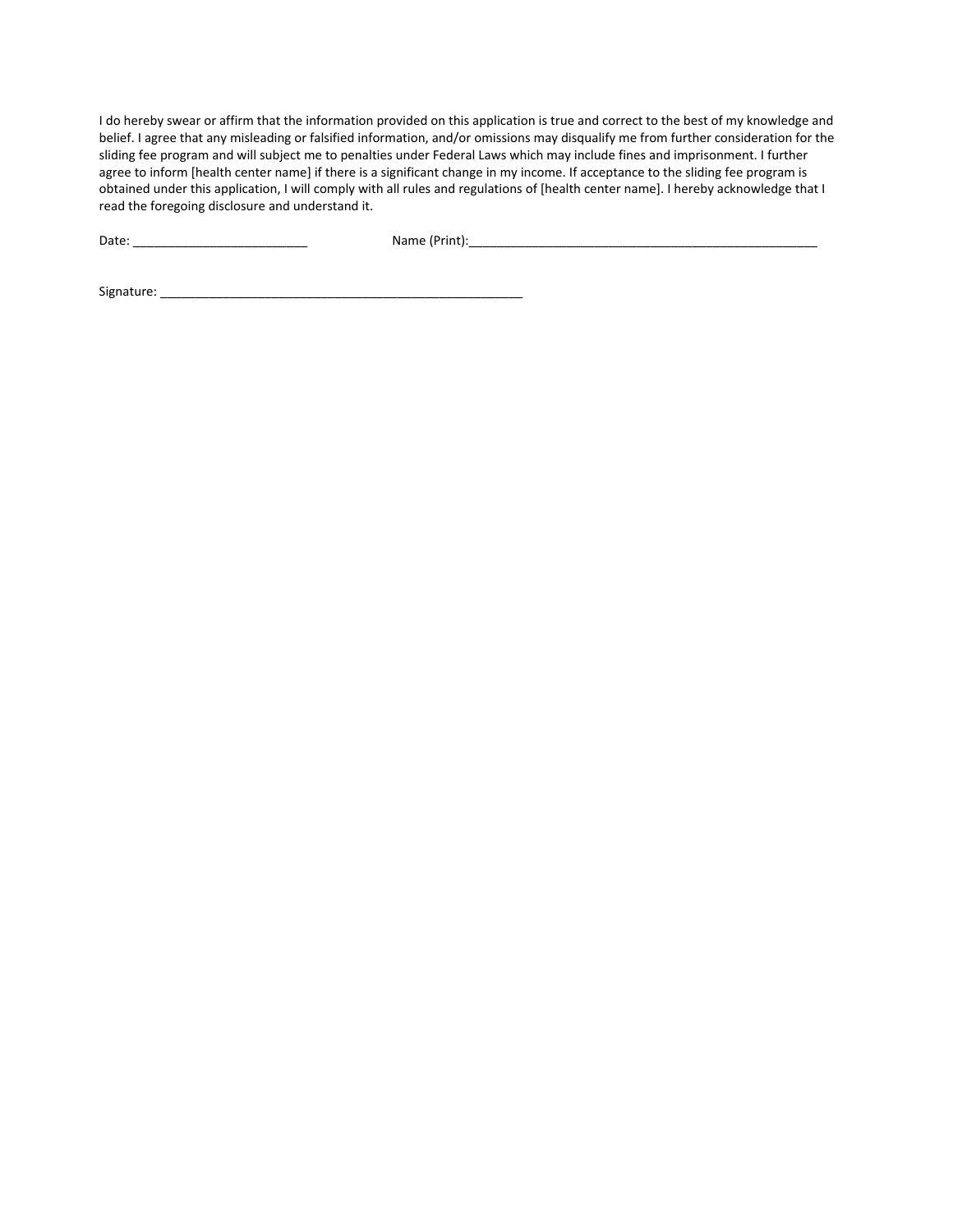I do hereby swear or affirm that the information provided on this application is true and correct to the best of my knowledge and belief. I agree that any misleading or falsified information, and/or omissions may disqualify me from further consideration for the sliding fee program and will subject me to penalties under Federal Laws which may include fines and imprisonment. I further agree to inform [health center name] if there is a significant change in my income. If acceptance to the sliding fee program is obtained under this application, I will comply with all rules and regulations of [health center name]. I hereby acknowledge that I read the foregoing disclosure and understand it.

Date: _________________________ Name (Print):____________________________________________________

Signature: _____________________________________________________